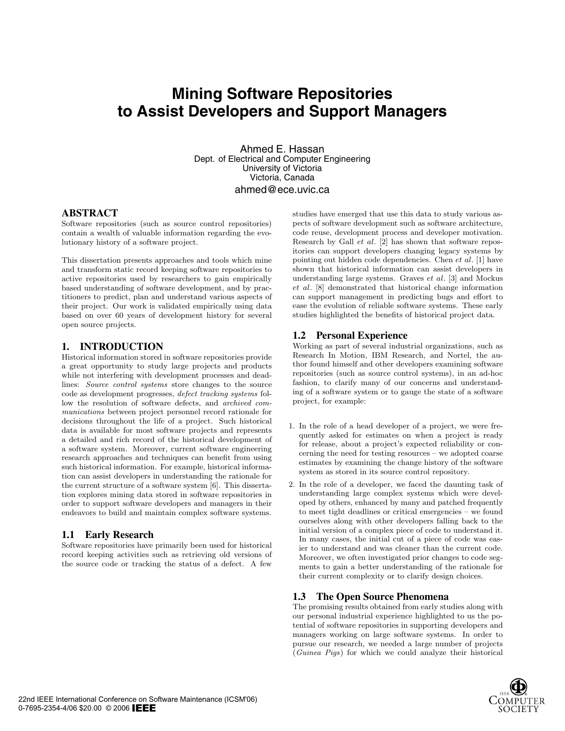# Mining Software Repositories to Assist Developers and Support Managers

Ahmed E. Hassan
Dept. of Electrical and Computer Engineering
University of Victoria
Victoria, Canada
ahmed@ece.uvic.ca

## ABSTRACT

Software repositories (such as source control repositories) contain a wealth of valuable information regarding the evolutionary history of a software project.

This dissertation presents approaches and tools which mine and transform static record keeping software repositories to active repositories used by researchers to gain empirically based understanding of software development, and by practitioners to predict, plan and understand various aspects of their project. Our work is validated empirically using data based on over 60 years of development history for several open source projects.

## 1. INTRODUCTION

Historical information stored in software repositories provide a great opportunity to study large projects and products while not interfering with development processes and deadlines: *Source control systems* store changes to the source code as development progresses, *defect tracking systems* follow the resolution of software defects, and *archived communications* between project personnel record rationale for decisions throughout the life of a project. Such historical data is available for most software projects and represents a detailed and rich record of the historical development of a software system. Moreover, current software engineering research approaches and techniques can benefit from using such historical information. For example, historical information can assist developers in understanding the rationale for the current structure of a software system [6]. This dissertation explores mining data stored in software repositories in order to support software developers and managers in their endeavors to build and maintain complex software systems.

### 1.1 Early Research

Software repositories have primarily been used for historical record keeping activities such as retrieving old versions of the source code or tracking the status of a defect. A few studies have emerged that use this data to study various aspects of software development such as software architecture, code reuse, development process and developer motivation. Research by Gall *et al*. [2] has shown that software repositories can support developers changing legacy systems by pointing out hidden code dependencies. Chen *et al*. [1] have shown that historical information can assist developers in understanding large systems. Graves *et al*. [3] and Mockus *et al*. [8] demonstrated that historical change information can support management in predicting bugs and effort to ease the evolution of reliable software systems. These early studies highlighted the benefits of historical project data.

### 1.2 Personal Experience

Working as part of several industrial organizations, such as Research In Motion, IBM Research, and Nortel, the author found himself and other developers examining software repositories (such as source control systems), in an ad-hoc fashion, to clarify many of our concerns and understanding of a software system or to gauge the state of a software project, for example:

1. In the role of a head developer of a project, we were frequently asked for estimates on when a project is ready for release, about a project's expected reliability or concerning the need for testing resources – we adopted coarse estimates by examining the change history of the software system as stored in its source control repository.
2. In the role of a developer, we faced the daunting task of understanding large complex systems which were developed by others, enhanced by many and patched frequently to meet tight deadlines or critical emergencies – we found ourselves along with other developers falling back to the initial version of a complex piece of code to understand it. In many cases, the initial cut of a piece of code was easier to understand and was cleaner than the current code. Moreover, we often investigated prior changes to code segments to gain a better understanding of the rationale for their current complexity or to clarify design choices.

### 1.3 The Open Source Phenomena

The promising results obtained from early studies along with our personal industrial experience highlighted to us the potential of software repositories in supporting developers and managers working on large software systems. In order to pursue our research, we needed a large number of projects (*Guinea Pigs*) for which we could analyze their historical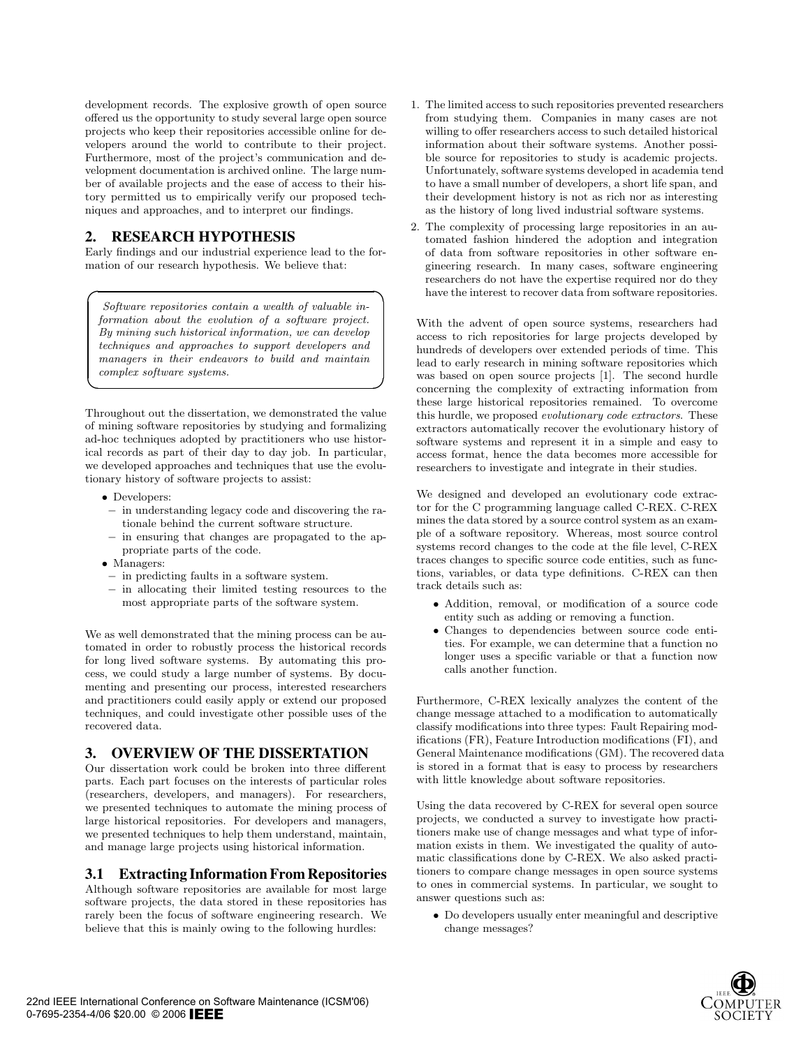development records. The explosive growth of open source offered us the opportunity to study several large open source projects who keep their repositories accessible online for developers around the world to contribute to their project. Furthermore, most of the project's communication and development documentation is archived online. The large number of available projects and the ease of access to their history permitted us to empirically verify our proposed techniques and approaches, and to interpret our findings.

## 2. RESEARCH HYPOTHESIS

Early findings and our industrial experience lead to the formation of our research hypothesis. We believe that:

> *Software repositories contain a wealth of valuable information about the evolution of a software project. By mining such historical information, we can develop techniques and approaches to support developers and managers in their endeavors to build and maintain complex software systems.*

Throughout out the dissertation, we demonstrated the value of mining software repositories by studying and formalizing ad-hoc techniques adopted by practitioners who use historical records as part of their day to day job. In particular, we developed approaches and techniques that use the evolutionary history of software projects to assist:

- Developers:
  - in understanding legacy code and discovering the rationale behind the current software structure.
  - in ensuring that changes are propagated to the appropriate parts of the code.
- Managers:
  - in predicting faults in a software system.
  - in allocating their limited testing resources to the most appropriate parts of the software system.

We as well demonstrated that the mining process can be automated in order to robustly process the historical records for long lived software systems. By automating this process, we could study a large number of systems. By documenting and presenting our process, interested researchers and practitioners could easily apply or extend our proposed techniques, and could investigate other possible uses of the recovered data.

## 3. OVERVIEW OF THE DISSERTATION

Our dissertation work could be broken into three different parts. Each part focuses on the interests of particular roles (researchers, developers, and managers). For researchers, we presented techniques to automate the mining process of large historical repositories. For developers and managers, we presented techniques to help them understand, maintain, and manage large projects using historical information.

### 3.1 Extracting Information From Repositories

Although software repositories are available for most large software projects, the data stored in these repositories has rarely been the focus of software engineering research. We believe that this is mainly owing to the following hurdles:

1. The limited access to such repositories prevented researchers from studying them. Companies in many cases are not willing to offer researchers access to such detailed historical information about their software systems. Another possible source for repositories to study is academic projects. Unfortunately, software systems developed in academia tend to have a small number of developers, a short life span, and their development history is not as rich nor as interesting as the history of long lived industrial software systems.
2. The complexity of processing large repositories in an automated fashion hindered the adoption and integration of data from software repositories in other software engineering research. In many cases, software engineering researchers do not have the expertise required nor do they have the interest to recover data from software repositories.

With the advent of open source systems, researchers had access to rich repositories for large projects developed by hundreds of developers over extended periods of time. This lead to early research in mining software repositories which was based on open source projects [1]. The second hurdle concerning the complexity of extracting information from these large historical repositories remained. To overcome this hurdle, we proposed *evolutionary code extractors*. These extractors automatically recover the evolutionary history of software systems and represent it in a simple and easy to access format, hence the data becomes more accessible for researchers to investigate and integrate in their studies.

We designed and developed an evolutionary code extractor for the C programming language called C-REX. C-REX mines the data stored by a source control system as an example of a software repository. Whereas, most source control systems record changes to the code at the file level, C-REX traces changes to specific source code entities, such as functions, variables, or data type definitions. C-REX can then track details such as:

- Addition, removal, or modification of a source code entity such as adding or removing a function.
- Changes to dependencies between source code entities. For example, we can determine that a function no longer uses a specific variable or that a function now calls another function.

Furthermore, C-REX lexically analyzes the content of the change message attached to a modification to automatically classify modifications into three types: Fault Repairing modifications (FR), Feature Introduction modifications (FI), and General Maintenance modifications (GM). The recovered data is stored in a format that is easy to process by researchers with little knowledge about software repositories.

Using the data recovered by C-REX for several open source projects, we conducted a survey to investigate how practitioners make use of change messages and what type of information exists in them. We investigated the quality of automatic classifications done by C-REX. We also asked practitioners to compare change messages in open source systems to ones in commercial systems. In particular, we sought to answer questions such as:

- Do developers usually enter meaningful and descriptive change messages?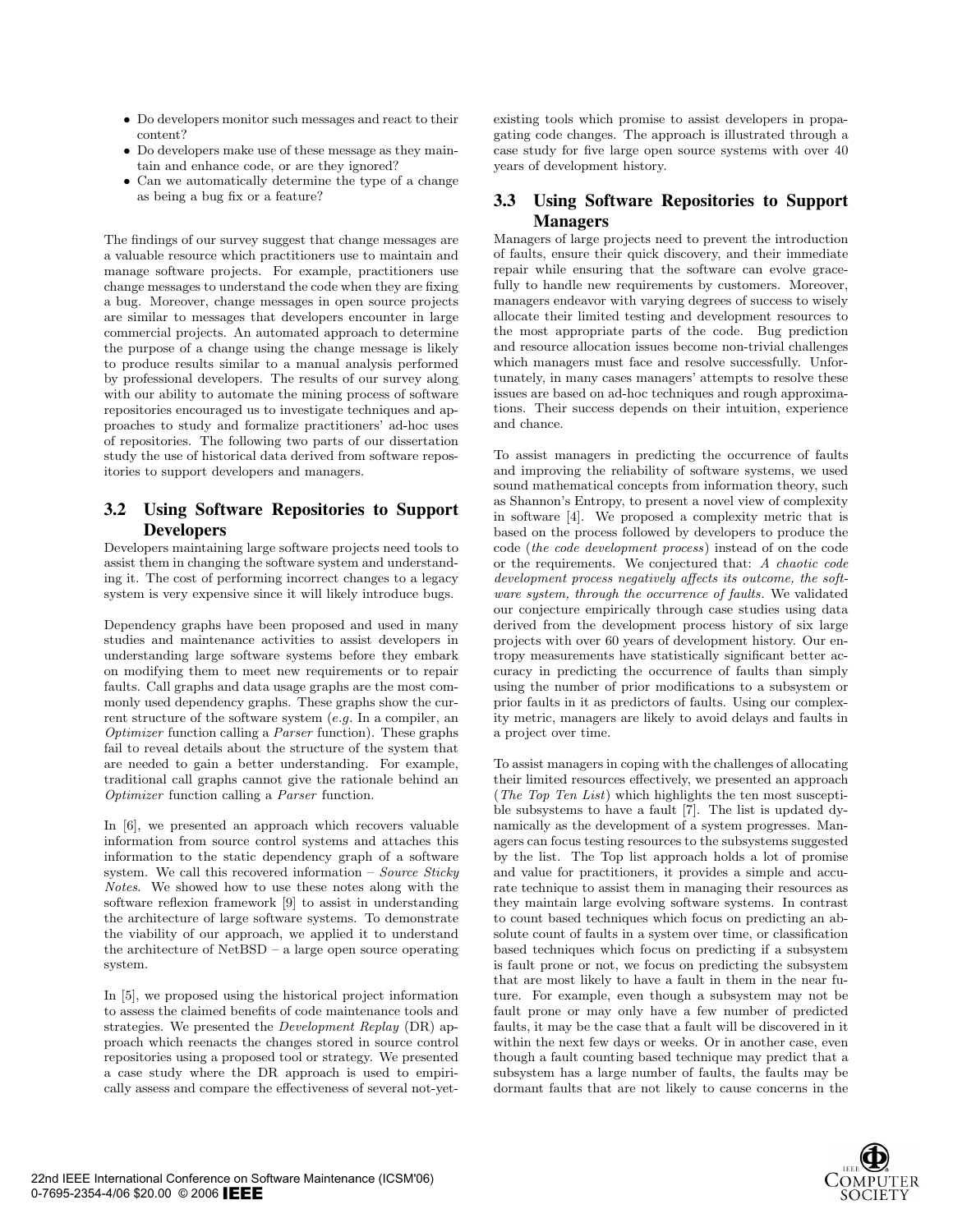- Do developers monitor such messages and react to their content?
- Do developers make use of these message as they maintain and enhance code, or are they ignored?
- Can we automatically determine the type of a change as being a bug fix or a feature?

The findings of our survey suggest that change messages are a valuable resource which practitioners use to maintain and manage software projects. For example, practitioners use change messages to understand the code when they are fixing a bug. Moreover, change messages in open source projects are similar to messages that developers encounter in large commercial projects. An automated approach to determine the purpose of a change using the change message is likely to produce results similar to a manual analysis performed by professional developers. The results of our survey along with our ability to automate the mining process of software repositories encouraged us to investigate techniques and approaches to study and formalize practitioners' ad-hoc uses of repositories. The following two parts of our dissertation study the use of historical data derived from software repositories to support developers and managers.

## 3.2 Using Software Repositories to Support Developers

Developers maintaining large software projects need tools to assist them in changing the software system and understanding it. The cost of performing incorrect changes to a legacy system is very expensive since it will likely introduce bugs.

Dependency graphs have been proposed and used in many studies and maintenance activities to assist developers in understanding large software systems before they embark on modifying them to meet new requirements or to repair faults. Call graphs and data usage graphs are the most commonly used dependency graphs. These graphs show the current structure of the software system (*e.g.* In a compiler, an *Optimizer* function calling a *Parser* function). These graphs fail to reveal details about the structure of the system that are needed to gain a better understanding. For example, traditional call graphs cannot give the rationale behind an *Optimizer* function calling a *Parser* function.

In [6], we presented an approach which recovers valuable information from source control systems and attaches this information to the static dependency graph of a software system. We call this recovered information – *Source Sticky Notes*. We showed how to use these notes along with the software reflexion framework [9] to assist in understanding the architecture of large software systems. To demonstrate the viability of our approach, we applied it to understand the architecture of NetBSD – a large open source operating system.

In [5], we proposed using the historical project information to assess the claimed benefits of code maintenance tools and strategies. We presented the *Development Replay* (DR) approach which reenacts the changes stored in source control repositories using a proposed tool or strategy. We presented a case study where the DR approach is used to empirically assess and compare the effectiveness of several not-yet-existing tools which promise to assist developers in propagating code changes. The approach is illustrated through a case study for five large open source systems with over 40 years of development history.

## 3.3 Using Software Repositories to Support Managers

Managers of large projects need to prevent the introduction of faults, ensure their quick discovery, and their immediate repair while ensuring that the software can evolve gracefully to handle new requirements by customers. Moreover, managers endeavor with varying degrees of success to wisely allocate their limited testing and development resources to the most appropriate parts of the code. Bug prediction and resource allocation issues become non-trivial challenges which managers must face and resolve successfully. Unfortunately, in many cases managers' attempts to resolve these issues are based on ad-hoc techniques and rough approximations. Their success depends on their intuition, experience and chance.

To assist managers in predicting the occurrence of faults and improving the reliability of software systems, we used sound mathematical concepts from information theory, such as Shannon's Entropy, to present a novel view of complexity in software [4]. We proposed a complexity metric that is based on the process followed by developers to produce the code (*the code development process*) instead of on the code or the requirements. We conjectured that: *A chaotic code development process negatively affects its outcome, the software system, through the occurrence of faults.* We validated our conjecture empirically through case studies using data derived from the development process history of six large projects with over 60 years of development history. Our entropy measurements have statistically significant better accuracy in predicting the occurrence of faults than simply using the number of prior modifications to a subsystem or prior faults in it as predictors of faults. Using our complexity metric, managers are likely to avoid delays and faults in a project over time.

To assist managers in coping with the challenges of allocating their limited resources effectively, we presented an approach (*The Top Ten List*) which highlights the ten most susceptible subsystems to have a fault [7]. The list is updated dynamically as the development of a system progresses. Managers can focus testing resources to the subsystems suggested by the list. The Top list approach holds a lot of promise and value for practitioners, it provides a simple and accurate technique to assist them in managing their resources as they maintain large evolving software systems. In contrast to count based techniques which focus on predicting an absolute count of faults in a system over time, or classification based techniques which focus on predicting if a subsystem is fault prone or not, we focus on predicting the subsystem that are most likely to have a fault in them in the near future. For example, even though a subsystem may not be fault prone or may only have a few number of predicted faults, it may be the case that a fault will be discovered in it within the next few days or weeks. Or in another case, even though a fault counting based technique may predict that a subsystem has a large number of faults, the faults may be dormant faults that are not likely to cause concerns in the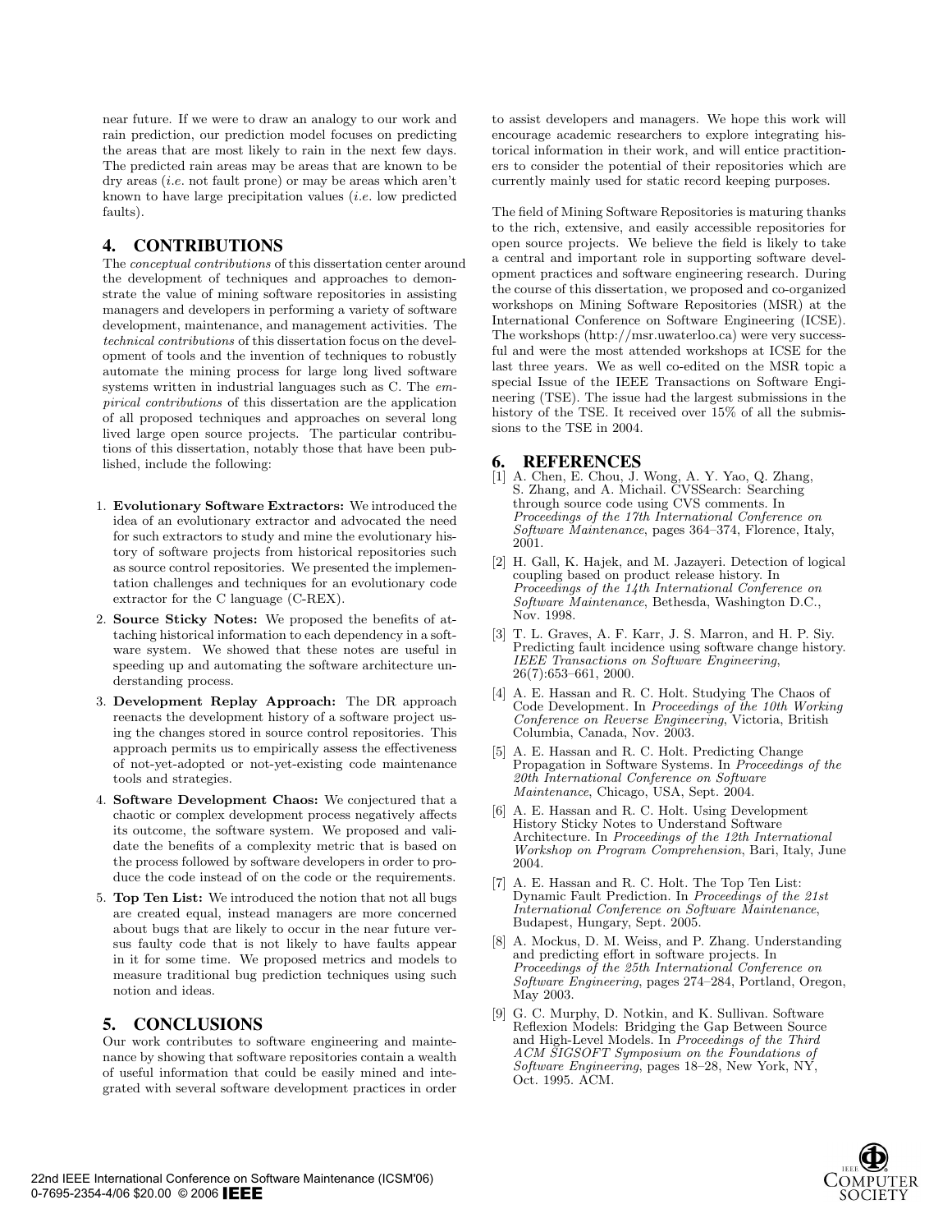near future. If we were to draw an analogy to our work and rain prediction, our prediction model focuses on predicting the areas that are most likely to rain in the next few days. The predicted rain areas may be areas that are known to be dry areas (*i.e.* not fault prone) or may be areas which aren't known to have large precipitation values (*i.e.* low predicted faults).

## 4. CONTRIBUTIONS

The *conceptual contributions* of this dissertation center around the development of techniques and approaches to demonstrate the value of mining software repositories in assisting managers and developers in performing a variety of software development, maintenance, and management activities. The *technical contributions* of this dissertation focus on the development of tools and the invention of techniques to robustly automate the mining process for large long lived software systems written in industrial languages such as C. The *empirical contributions* of this dissertation are the application of all proposed techniques and approaches on several long lived large open source projects. The particular contributions of this dissertation, notably those that have been published, include the following:

1. **Evolutionary Software Extractors:** We introduced the idea of an evolutionary extractor and advocated the need for such extractors to study and mine the evolutionary history of software projects from historical repositories such as source control repositories. We presented the implementation challenges and techniques for an evolutionary code extractor for the C language (C-REX).
2. **Source Sticky Notes:** We proposed the benefits of attaching historical information to each dependency in a software system. We showed that these notes are useful in speeding up and automating the software architecture understanding process.
3. **Development Replay Approach:** The DR approach reenacts the development history of a software project using the changes stored in source control repositories. This approach permits us to empirically assess the effectiveness of not-yet-adopted or not-yet-existing code maintenance tools and strategies.
4. **Software Development Chaos:** We conjectured that a chaotic or complex development process negatively affects its outcome, the software system. We proposed and validate the benefits of a complexity metric that is based on the process followed by software developers in order to produce the code instead of on the code or the requirements.
5. **Top Ten List:** We introduced the notion that not all bugs are created equal, instead managers are more concerned about bugs that are likely to occur in the near future versus faulty code that is not likely to have faults appear in it for some time. We proposed metrics and models to measure traditional bug prediction techniques using such notion and ideas.

## 5. CONCLUSIONS

Our work contributes to software engineering and maintenance by showing that software repositories contain a wealth of useful information that could be easily mined and integrated with several software development practices in order to assist developers and managers. We hope this work will encourage academic researchers to explore integrating historical information in their work, and will entice practitioners to consider the potential of their repositories which are currently mainly used for static record keeping purposes.

The field of Mining Software Repositories is maturing thanks to the rich, extensive, and easily accessible repositories for open source projects. We believe the field is likely to take a central and important role in supporting software development practices and software engineering research. During the course of this dissertation, we proposed and co-organized workshops on Mining Software Repositories (MSR) at the International Conference on Software Engineering (ICSE). The workshops (http://msr.uwaterloo.ca) were very successful and were the most attended workshops at ICSE for the last three years. We as well co-edited on the MSR topic a special Issue of the IEEE Transactions on Software Engineering (TSE). The issue had the largest submissions in the history of the TSE. It received over 15% of all the submissions to the TSE in 2004.

## 6. REFERENCES

[1] A. Chen, E. Chou, J. Wong, A. Y. Yao, Q. Zhang, S. Zhang, and A. Michail. CVSSearch: Searching through source code using CVS comments. In *Proceedings of the 17th International Conference on Software Maintenance*, pages 364–374, Florence, Italy, 2001.

[2] H. Gall, K. Hajek, and M. Jazayeri. Detection of logical coupling based on product release history. In *Proceedings of the 14th International Conference on Software Maintenance*, Bethesda, Washington D.C., Nov. 1998.

[3] T. L. Graves, A. F. Karr, J. S. Marron, and H. P. Siy. Predicting fault incidence using software change history. *IEEE Transactions on Software Engineering*, 26(7):653–661, 2000.

[4] A. E. Hassan and R. C. Holt. Studying The Chaos of Code Development. In *Proceedings of the 10th Working Conference on Reverse Engineering*, Victoria, British Columbia, Canada, Nov. 2003.

[5] A. E. Hassan and R. C. Holt. Predicting Change Propagation in Software Systems. In *Proceedings of the 20th International Conference on Software Maintenance*, Chicago, USA, Sept. 2004.

[6] A. E. Hassan and R. C. Holt. Using Development History Sticky Notes to Understand Software Architecture. In *Proceedings of the 12th International Workshop on Program Comprehension*, Bari, Italy, June 2004.

[7] A. E. Hassan and R. C. Holt. The Top Ten List: Dynamic Fault Prediction. In *Proceedings of the 21st International Conference on Software Maintenance*, Budapest, Hungary, Sept. 2005.

[8] A. Mockus, D. M. Weiss, and P. Zhang. Understanding and predicting effort in software projects. In *Proceedings of the 25th International Conference on Software Engineering*, pages 274–284, Portland, Oregon, May 2003.

[9] G. C. Murphy, D. Notkin, and K. Sullivan. Software Reflexion Models: Bridging the Gap Between Source and High-Level Models. In *Proceedings of the Third ACM SIGSOFT Symposium on the Foundations of Software Engineering*, pages 18–28, New York, NY, Oct. 1995. ACM.